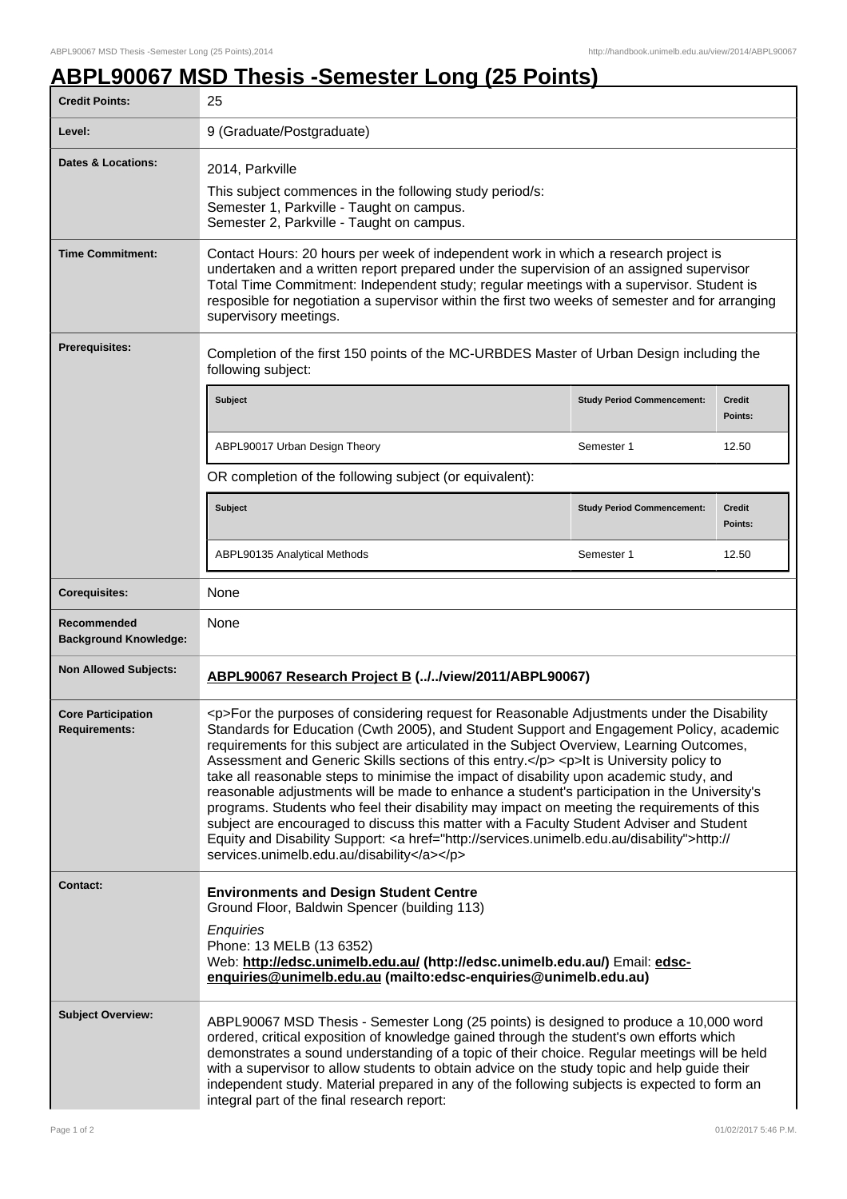# ABPL90067 MSD Thesis -Semester Long (25 Points)

| | |
|---|---|
| **Credit Points:** | 25 |
| **Level:** | 9 (Graduate/Postgraduate) |
| **Dates & Locations:** | 2014, Parkville<br>This subject commences in the following study period/s:<br>Semester 1, Parkville - Taught on campus.<br>Semester 2, Parkville - Taught on campus. |
| **Time Commitment:** | Contact Hours: 20 hours per week of independent work in which a research project is undertaken and a written report prepared under the supervision of an assigned supervisor<br>Total Time Commitment: Independent study; regular meetings with a supervisor. Student is resposible for negotiation a supervisor within the first two weeks of semester and for arranging supervisory meetings. |
| **Prerequisites:** | Completion of the first 150 points of the MC-URBDES Master of Urban Design including the following subject: |
| **Corequisites:** | None |
| **Recommended Background Knowledge:** | None |
| **Non Allowed Subjects:** | **ABPL90067 Research Project B (../../view/2011/ABPL90067)** |
| **Core Participation Requirements:** | <p>For the purposes of considering request for Reasonable Adjustments under the Disability Standards for Education (Cwth 2005), and Student Support and Engagement Policy, academic requirements for this subject are articulated in the Subject Overview, Learning Outcomes, Assessment and Generic Skills sections of this entry.</p> <p>It is University policy to take all reasonable steps to minimise the impact of disability upon academic study, and reasonable adjustments will be made to enhance a student's participation in the University's programs. Students who feel their disability may impact on meeting the requirements of this subject are encouraged to discuss this matter with a Faculty Student Adviser and Student Equity and Disability Support: <a href="http://services.unimelb.edu.au/disability">http://services.unimelb.edu.au/disability</a></p> |
| **Contact:** | **Environments and Design Student Centre**<br>Ground Floor, Baldwin Spencer (building 113)<br>*Enquiries*<br>Phone: 13 MELB (13 6352)<br>Web: **http://edsc.unimelb.edu.au/ (http://edsc.unimelb.edu.au/)** Email: **edsc-enquiries@unimelb.edu.au (mailto:edsc-enquiries@unimelb.edu.au)** |
| **Subject Overview:** | ABPL90067 MSD Thesis - Semester Long (25 points) is designed to produce a 10,000 word ordered, critical exposition of knowledge gained through the student's own efforts which demonstrates a sound understanding of a topic of their choice. Regular meetings will be held with a supervisor to allow students to obtain advice on the study topic and help guide their independent study. Material prepared in any of the following subjects is expected to form an integral part of the final research report: |

Prerequisite subjects:

| Subject | Study Period Commencement: | Credit Points: |
|---|---|---|
| ABPL90017 Urban Design Theory | Semester 1 | 12.50 |

OR completion of the following subject (or equivalent):

| Subject | Study Period Commencement: | Credit Points: |
|---|---|---|
| ABPL90135 Analytical Methods | Semester 1 | 12.50 |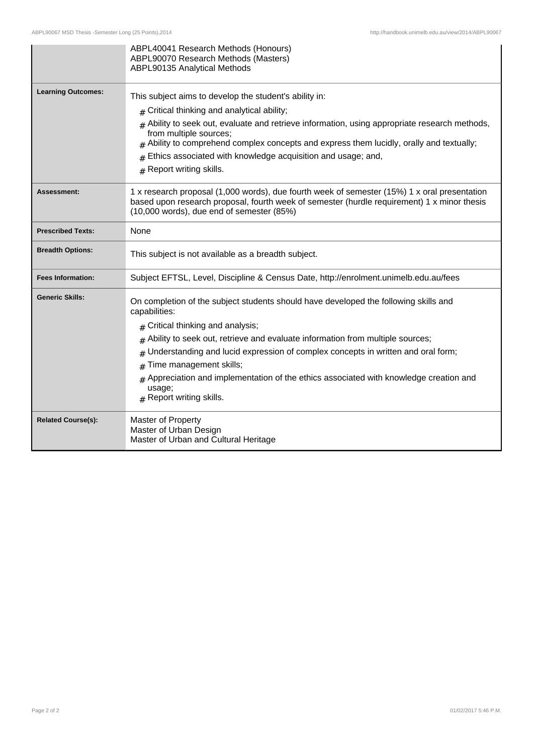| | |
|---|---|
| | ABPL40041 Research Methods (Honours)<br>ABPL90070 Research Methods (Masters)<br>ABPL90135 Analytical Methods |
| **Learning Outcomes:** | This subject aims to develop the student's ability in:<br># Critical thinking and analytical ability;<br># Ability to seek out, evaluate and retrieve information, using appropriate research methods, from multiple sources;<br># Ability to comprehend complex concepts and express them lucidly, orally and textually;<br># Ethics associated with knowledge acquisition and usage; and,<br># Report writing skills. |
| **Assessment:** | 1 x research proposal (1,000 words), due fourth week of semester (15%) 1 x oral presentation based upon research proposal, fourth week of semester (hurdle requirement) 1 x minor thesis (10,000 words), due end of semester (85%) |
| **Prescribed Texts:** | None |
| **Breadth Options:** | This subject is not available as a breadth subject. |
| **Fees Information:** | Subject EFTSL, Level, Discipline & Census Date, http://enrolment.unimelb.edu.au/fees |
| **Generic Skills:** | On completion of the subject students should have developed the following skills and capabilities:<br># Critical thinking and analysis;<br># Ability to seek out, retrieve and evaluate information from multiple sources;<br># Understanding and lucid expression of complex concepts in written and oral form;<br># Time management skills;<br># Appreciation and implementation of the ethics associated with knowledge creation and usage;<br># Report writing skills. |
| **Related Course(s):** | Master of Property<br>Master of Urban Design<br>Master of Urban and Cultural Heritage |